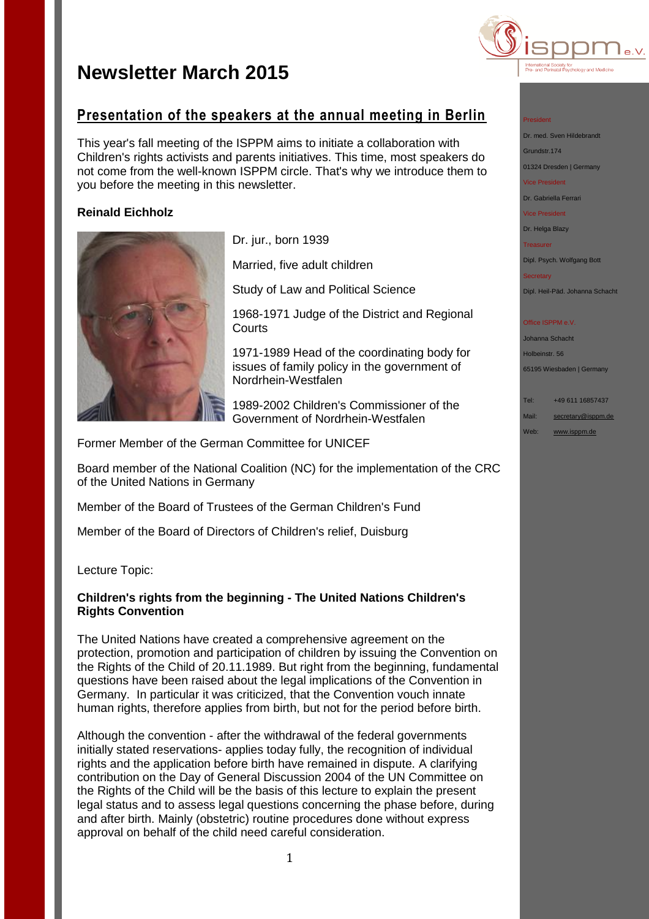# Newsletter March 2015

## Presentation of the speakers at the annual meeting in Berlin

This year's fall meeting of the ISPPM aims to initiate a collaboration with Children's rights activists and parents initiatives. This time, most speakers do not come from the well-known ISPPM circle. That's why we introduce them to you before the meeting in this newsletter.

### Reinald Eichholz

Dr. jur., born 1939

Married, five adult children

Study of Law and Political Science

1968-1971 Judge of the District and Regional Courts

1971-1989 Head of the coordinating body for issues of family policy in the government of Nordrhein-Westfalen

1989-2002 Children's Commissioner of the Government of Nordrhein-Westfalen

Former Member of the German Committee for UNICEF

Board member of the National Coalition (NC) for the implementation of the CRC of the United Nations in Germany

Member of the Board of Trustees of the German Children's Fund

Member of the Board of Directors of Children's relief, Duisburg

Lecture Topic:

**Children's rights from the beginning - The United Nations Children's Rights Convention**

The United Nations have created a comprehensive agreement on the protection, promotion and participation of children by issuing the Convention on the Rights of the Child of 20.11.1989. But right from the beginning, fundamental questions have been raised about the legal implications of the Convention in Germany. In particular it was criticized, that the Convention vouch innate human rights, therefore applies from birth, but not for the period before birth.

Although the convention - after the withdrawal of the federal governments initially stated reservations- applies today fully, the recognition of individual rights and the application before birth have remained in dispute. A clarifying contribution on the Day of General Discussion 2004 of the UN Committee on the Rights of the Child will be the basis of this lecture to explain the present legal status and to assess legal questions concerning the phase before, during and after birth. Mainly (obstetric) routine procedures done without express approval on behalf of the child need careful consideration.

President

Dr. med. Sven Hildebrandt

Grundstr.174

01324 Dresden | Germany

Vice President

Dr. Gabriella Ferrari

Vice President

Dr. Helga Blazy

Treasurer

Dipl. Psych. Wolfgang Bott

Secretary

Dipl. Heil-Päd. Johanna Schacht

Office ISPPM e.V.

Johanna Schacht

Holbeinstr. 56

65195 Wiesbaden | Germany

Tel: +49 611 16857437

Mail: secretary@isppm.de

Web: www.isppm.de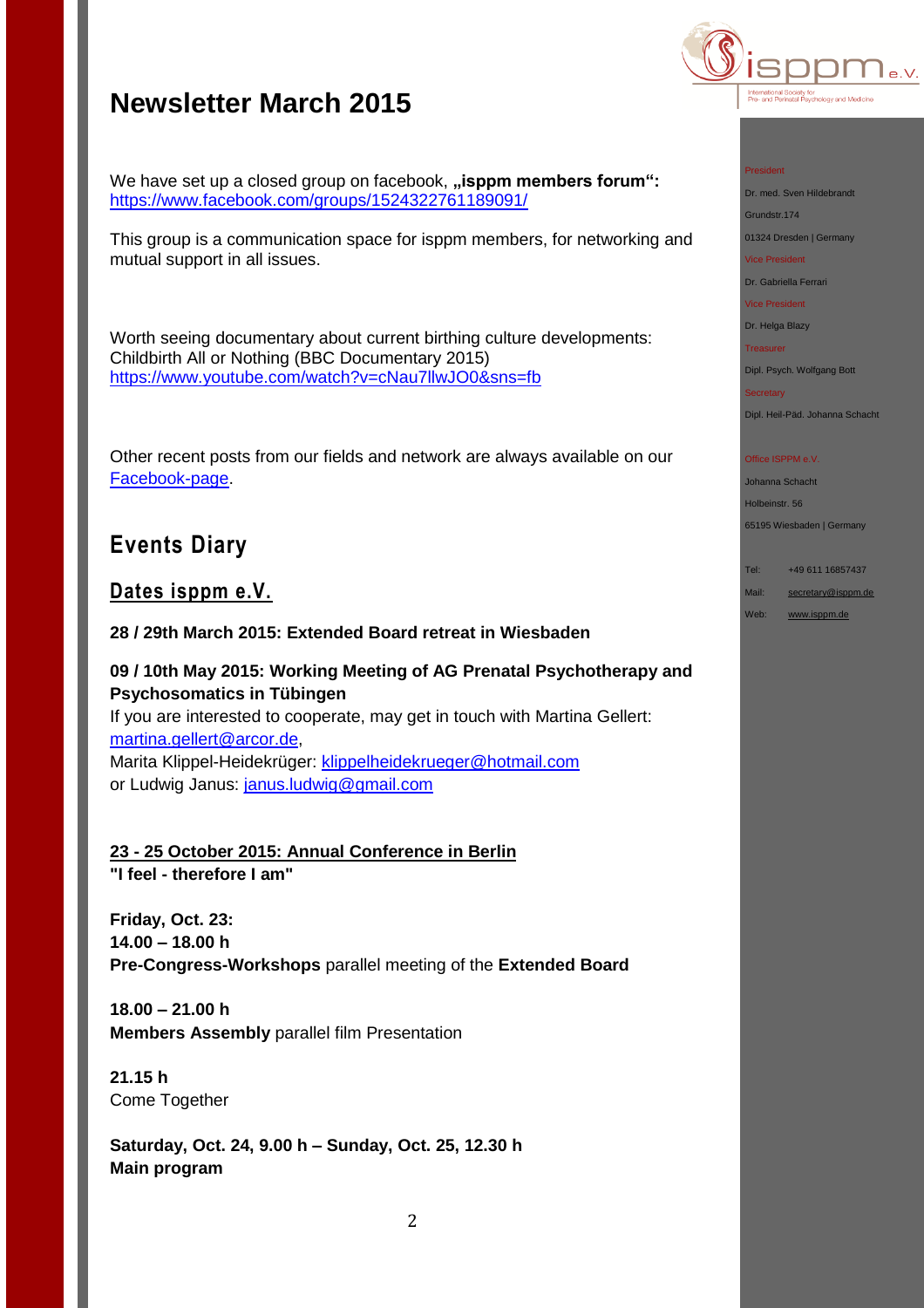# Newsletter March 2015

We have set up a closed group on facebook, **„isppm members forum“:**
https://www.facebook.com/groups/1524322761189091/

This group is a communication space for isppm members, for networking and mutual support in all issues.

Worth seeing documentary about current birthing culture developments:
Childbirth All or Nothing (BBC Documentary 2015)
https://www.youtube.com/watch?v=cNau7llwJO0&sns=fb

Other recent posts from our fields and network are always available on our Facebook-page.

## Events Diary

### Dates isppm e.V.

**28 / 29th March 2015: Extended Board retreat in Wiesbaden**

**09 / 10th May 2015: Working Meeting of AG Prenatal Psychotherapy and Psychosomatics in Tübingen**
If you are interested to cooperate, may get in touch with Martina Gellert: martina.gellert@arcor.de,
Marita Klippel-Heidekrüger: klippelheidekrueger@hotmail.com
or Ludwig Janus: janus.ludwig@gmail.com

**23 - 25 October 2015: Annual Conference in Berlin**
**"I feel - therefore I am"**

**Friday, Oct. 23:**
**14.00 – 18.00 h**
**Pre-Congress-Workshops** parallel meeting of the **Extended Board**

**18.00 – 21.00 h**
**Members Assembly** parallel film Presentation

**21.15 h**
Come Together

**Saturday, Oct. 24, 9.00 h – Sunday, Oct. 25, 12.30 h**
**Main program**

President
Dr. med. Sven Hildebrandt
Grundstr.174
01324 Dresden | Germany

Vice President
Dr. Gabriella Ferrari

Vice President
Dr. Helga Blazy

Treasurer
Dipl. Psych. Wolfgang Bott

Secretary
Dipl. Heil-Päd. Johanna Schacht

Office ISPPM e.V.
Johanna Schacht
Holbeinstr. 56
65195 Wiesbaden | Germany

Tel: +49 611 16857437
Mail: secretary@isppm.de
Web: www.isppm.de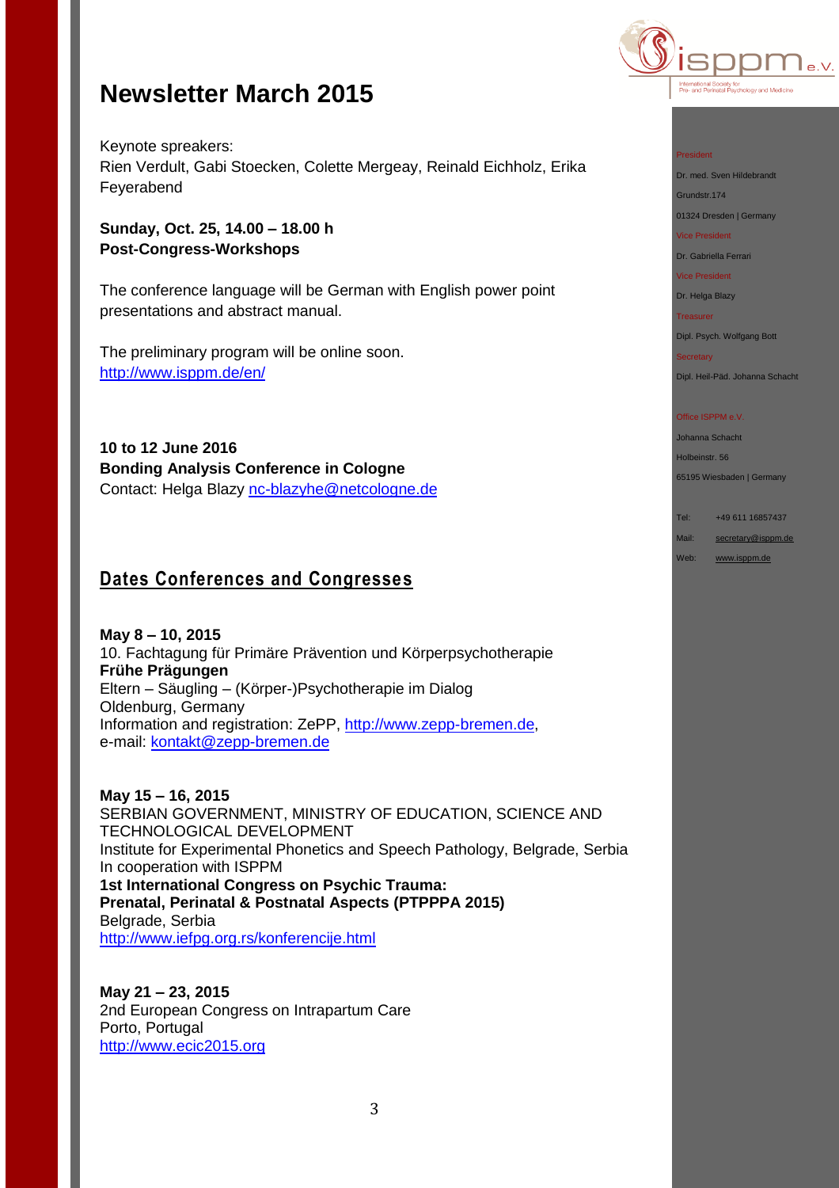# Newsletter March 2015

Keynote spreakers:
Rien Verdult, Gabi Stoecken, Colette Mergeay, Reinald Eichholz, Erika Feyerabend

**Sunday, Oct. 25, 14.00 – 18.00 h**
**Post-Congress-Workshops**

The conference language will be German with English power point presentations and abstract manual.

The preliminary program will be online soon.
http://www.isppm.de/en/

**10 to 12 June 2016**
**Bonding Analysis Conference in Cologne**
Contact: Helga Blazy nc-blazyhe@netcologne.de

## Dates Conferences and Congresses

**May 8 – 10, 2015**
10. Fachtagung für Primäre Prävention und Körperpsychotherapie
**Frühe Prägungen**
Eltern – Säugling – (Körper-)Psychotherapie im Dialog
Oldenburg, Germany
Information and registration: ZePP, http://www.zepp-bremen.de,
e-mail: kontakt@zepp-bremen.de

**May 15 – 16, 2015**
SERBIAN GOVERNMENT, MINISTRY OF EDUCATION, SCIENCE AND TECHNOLOGICAL DEVELOPMENT
Institute for Experimental Phonetics and Speech Pathology, Belgrade, Serbia
In cooperation with ISPPM
**1st International Congress on Psychic Trauma:**
**Prenatal, Perinatal & Postnatal Aspects (PTPPPA 2015)**
Belgrade, Serbia
http://www.iefpg.org.rs/konferencije.html

**May 21 – 23, 2015**
2nd European Congress on Intrapartum Care
Porto, Portugal
http://www.ecic2015.org

isppm e.V.
International Society for Pre- and Perinatal Psychology and Medicine

President
Dr. med. Sven Hildebrandt
Grundstr.174
01324 Dresden | Germany

Vice President
Dr. Gabriella Ferrari

Vice President
Dr. Helga Blazy

Treasurer
Dipl. Psych. Wolfgang Bott

Secretary
Dipl. Heil-Päd. Johanna Schacht

Office ISPPM e.V.
Johanna Schacht
Holbeinstr. 56
65195 Wiesbaden | Germany

Tel: +49 611 16857437
Mail: secretary@isppm.de
Web: www.isppm.de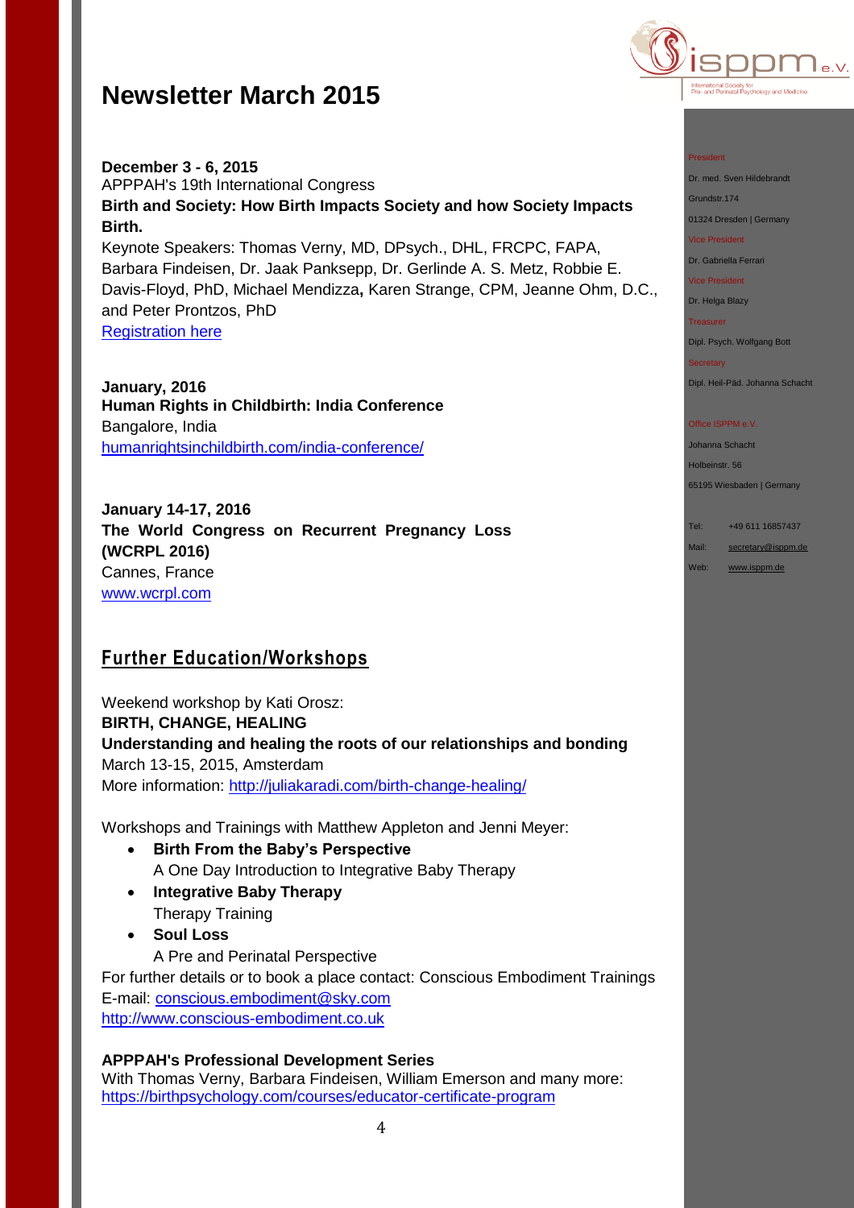# Newsletter March 2015

**December 3 - 6, 2015**
APPPAH's 19th International Congress
**Birth and Society: How Birth Impacts Society and how Society Impacts Birth.**
Keynote Speakers: Thomas Verny, MD, DPsych., DHL, FRCPC, FAPA, Barbara Findeisen, Dr. Jaak Panksepp, Dr. Gerlinde A. S. Metz, Robbie E. Davis-Floyd, PhD, Michael Mendizza**,** Karen Strange, CPM, Jeanne Ohm, D.C., and Peter Prontzos, PhD
Registration here

**January, 2016**
**Human Rights in Childbirth: India Conference**
Bangalore, India
humanrightsinchildbirth.com/india-conference/

**January 14-17, 2016**
**The World Congress on Recurrent Pregnancy Loss (WCRPL 2016)**
Cannes, France
www.wcrpl.com

## Further Education/Workshops

Weekend workshop by Kati Orosz:
**BIRTH, CHANGE, HEALING**
**Understanding and healing the roots of our relationships and bonding**
March 13-15, 2015, Amsterdam
More information: http://juliakaradi.com/birth-change-healing/

Workshops and Trainings with Matthew Appleton and Jenni Meyer:

- **Birth From the Baby's Perspective**
  A One Day Introduction to Integrative Baby Therapy
- **Integrative Baby Therapy**
  Therapy Training
- **Soul Loss**
  A Pre and Perinatal Perspective

For further details or to book a place contact: Conscious Embodiment Trainings
E-mail: conscious.embodiment@sky.com
http://www.conscious-embodiment.co.uk

**APPPAH's Professional Development Series**
With Thomas Verny, Barbara Findeisen, William Emerson and many more:
https://birthpsychology.com/courses/educator-certificate-program

isppm e.V.
International Society for Pre- and Perinatal Psychology and Medicine

President
Dr. med. Sven Hildebrandt
Grundstr.174
01324 Dresden | Germany

Vice President
Dr. Gabriella Ferrari

Vice President
Dr. Helga Blazy

Treasurer
Dipl. Psych. Wolfgang Bott

Secretary
Dipl. Heil-Päd. Johanna Schacht

Office ISPPM e.V.
Johanna Schacht
Holbeinstr. 56
65195 Wiesbaden | Germany

Tel: +49 611 16857437
Mail: secretary@isppm.de
Web: www.isppm.de